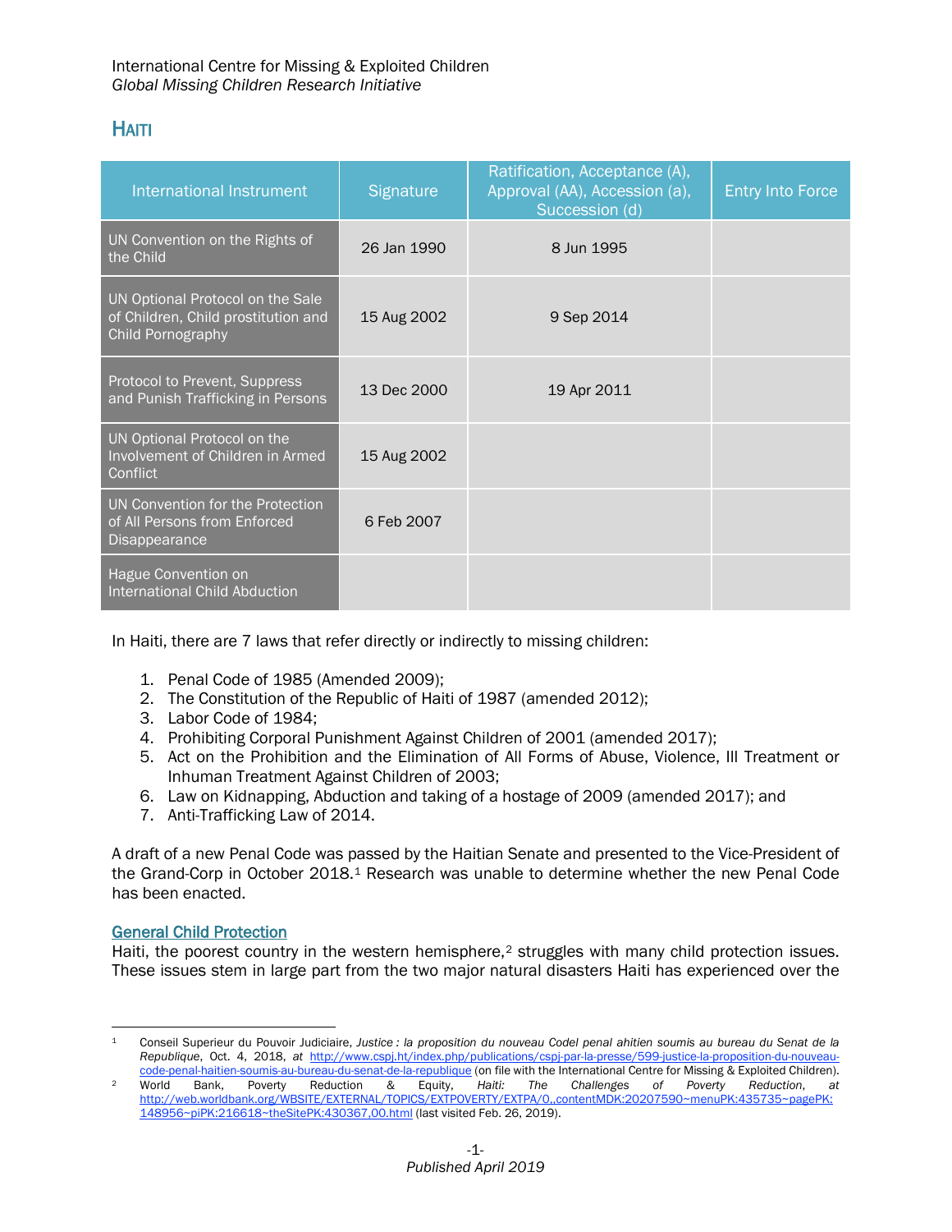International Centre for Missing & Exploited Children
*Global Missing Children Research Initiative*

# Haiti

| International Instrument | Signature | Ratification, Acceptance (A), Approval (AA), Accession (a), Succession (d) | Entry Into Force |
|---|---|---|---|
| UN Convention on the Rights of the Child | 26 Jan 1990 | 8 Jun 1995 | |
| UN Optional Protocol on the Sale of Children, Child prostitution and Child Pornography | 15 Aug 2002 | 9 Sep 2014 | |
| Protocol to Prevent, Suppress and Punish Trafficking in Persons | 13 Dec 2000 | 19 Apr 2011 | |
| UN Optional Protocol on the Involvement of Children in Armed Conflict | 15 Aug 2002 | | |
| UN Convention for the Protection of All Persons from Enforced Disappearance | 6 Feb 2007 | | |
| Hague Convention on International Child Abduction | | | |

In Haiti, there are 7 laws that refer directly or indirectly to missing children:

1. Penal Code of 1985 (Amended 2009);
2. The Constitution of the Republic of Haiti of 1987 (amended 2012);
3. Labor Code of 1984;
4. Prohibiting Corporal Punishment Against Children of 2001 (amended 2017);
5. Act on the Prohibition and the Elimination of All Forms of Abuse, Violence, Ill Treatment or Inhuman Treatment Against Children of 2003;
6. Law on Kidnapping, Abduction and taking of a hostage of 2009 (amended 2017); and
7. Anti-Trafficking Law of 2014.

A draft of a new Penal Code was passed by the Haitian Senate and presented to the Vice-President of the Grand-Corp in October 2018.[1] Research was unable to determine whether the new Penal Code has been enacted.

## General Child Protection

Haiti, the poorest country in the western hemisphere,[2] struggles with many child protection issues. These issues stem in large part from the two major natural disasters Haiti has experienced over the

---

[1] Conseil Superieur du Pouvoir Judiciaire, *Justice : la proposition du nouveau Codel penal ahitien soumis au bureau du Senat de la Republique*, Oct. 4, 2018, *at* http://www.cspj.ht/index.php/publications/cspj-par-la-presse/599-justice-la-proposition-du-nouveau-code-penal-haitien-soumis-au-bureau-du-senat-de-la-republique (on file with the International Centre for Missing & Exploited Children).

[2] World Bank, Poverty Reduction & Equity, *Haiti: The Challenges of Poverty Reduction*, *at* http://web.worldbank.org/WBSITE/EXTERNAL/TOPICS/EXTPOVERTY/EXTPA/0,,contentMDK:20207590~menuPK:435735~pagePK:148956~piPK:216618~theSitePK:430367,00.html (last visited Feb. 26, 2019).

*Published April 2019*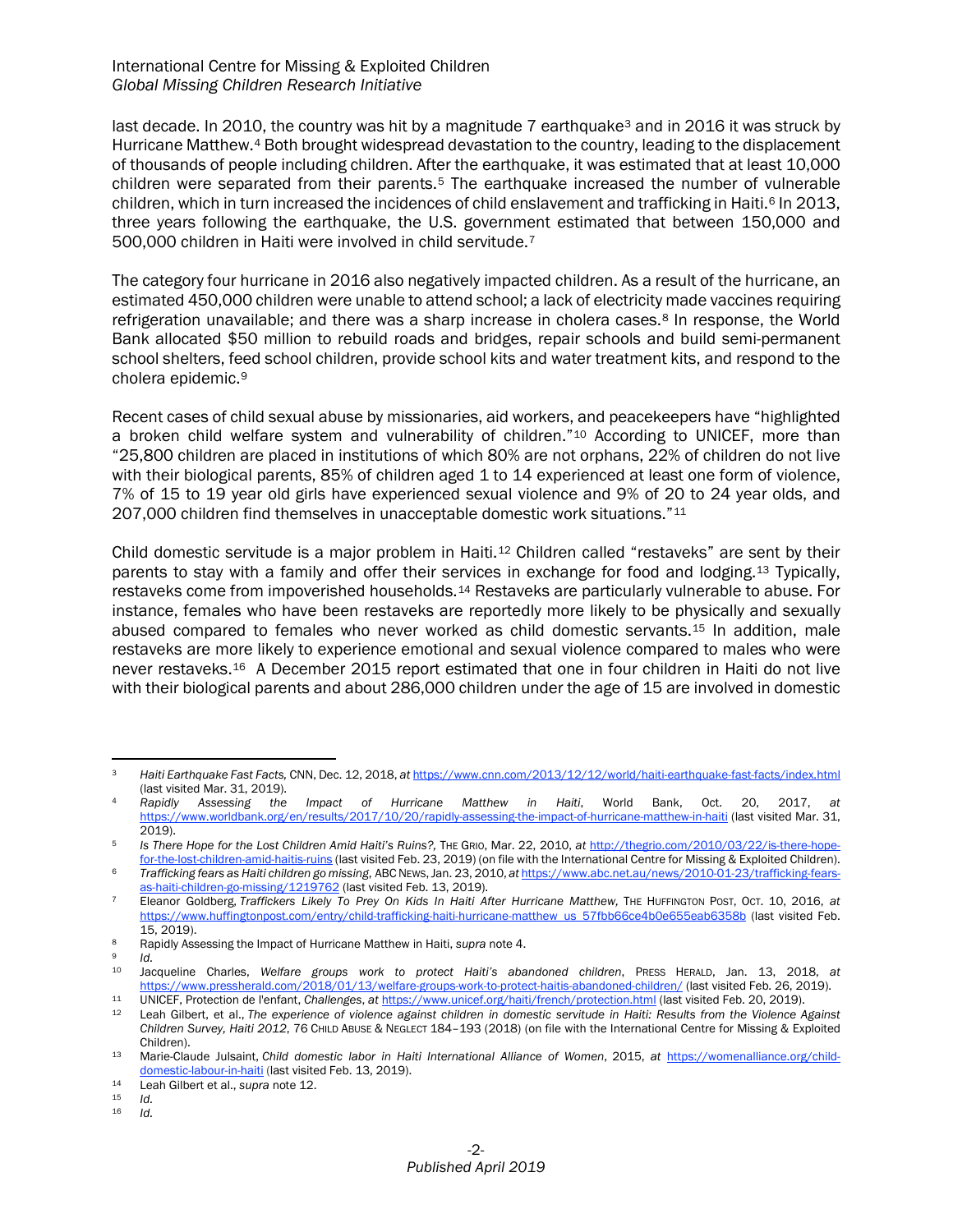last decade. In 2010, the country was hit by a magnitude 7 earthquake[3] and in 2016 it was struck by Hurricane Matthew.[4] Both brought widespread devastation to the country, leading to the displacement of thousands of people including children. After the earthquake, it was estimated that at least 10,000 children were separated from their parents.[5] The earthquake increased the number of vulnerable children, which in turn increased the incidences of child enslavement and trafficking in Haiti.[6] In 2013, three years following the earthquake, the U.S. government estimated that between 150,000 and 500,000 children in Haiti were involved in child servitude.[7]

The category four hurricane in 2016 also negatively impacted children. As a result of the hurricane, an estimated 450,000 children were unable to attend school; a lack of electricity made vaccines requiring refrigeration unavailable; and there was a sharp increase in cholera cases.[8] In response, the World Bank allocated $50 million to rebuild roads and bridges, repair schools and build semi-permanent school shelters, feed school children, provide school kits and water treatment kits, and respond to the cholera epidemic.[9]

Recent cases of child sexual abuse by missionaries, aid workers, and peacekeepers have "highlighted a broken child welfare system and vulnerability of children."[10] According to UNICEF, more than "25,800 children are placed in institutions of which 80% are not orphans, 22% of children do not live with their biological parents, 85% of children aged 1 to 14 experienced at least one form of violence, 7% of 15 to 19 year old girls have experienced sexual violence and 9% of 20 to 24 year olds, and 207,000 children find themselves in unacceptable domestic work situations."[11]

Child domestic servitude is a major problem in Haiti.[12] Children called "restaveks" are sent by their parents to stay with a family and offer their services in exchange for food and lodging.[13] Typically, restaveks come from impoverished households.[14] Restaveks are particularly vulnerable to abuse. For instance, females who have been restaveks are reportedly more likely to be physically and sexually abused compared to females who never worked as child domestic servants.[15] In addition, male restaveks are more likely to experience emotional and sexual violence compared to males who were never restaveks.[16] A December 2015 report estimated that one in four children in Haiti do not live with their biological parents and about 286,000 children under the age of 15 are involved in domestic

---

[3] *Haiti Earthquake Fast Facts,* CNN, Dec. 12, 2018, *at* https://www.cnn.com/2013/12/12/world/haiti-earthquake-fast-facts/index.html (last visited Mar. 31, 2019).

[4] *Rapidly Assessing the Impact of Hurricane Matthew in Haiti*, World Bank, Oct. 20, 2017, *at* https://www.worldbank.org/en/results/2017/10/20/rapidly-assessing-the-impact-of-hurricane-matthew-in-haiti (last visited Mar. 31, 2019).

[5] *Is There Hope for the Lost Children Amid Haiti's Ruins?,* THE GRIO, Mar. 22, 2010, *at* http://thegrio.com/2010/03/22/is-there-hope-for-the-lost-children-amid-haitis-ruins (last visited Feb. 23, 2019) (on file with the International Centre for Missing & Exploited Children).

[6] *Trafficking fears as Haiti children go missing,* ABC NEWS, Jan. 23, 2010, *at* https://www.abc.net.au/news/2010-01-23/trafficking-fears-as-haiti-children-go-missing/1219762 (last visited Feb. 13, 2019).

[7] Eleanor Goldberg, *Traffickers Likely To Prey On Kids In Haiti After Hurricane Matthew,* THE HUFFINGTON POST, OCT. 10, 2016, *at* https://www.huffingtonpost.com/entry/child-trafficking-haiti-hurricane-matthew_us_57fbb66ce4b0e655eab6358b (last visited Feb. 15, 2019).

[8] Rapidly Assessing the Impact of Hurricane Matthew in Haiti, *supra* note 4.

[9] *Id.*

[10] Jacqueline Charles, *Welfare groups work to protect Haiti's abandoned children*, PRESS HERALD, Jan. 13, 2018, *at* https://www.pressherald.com/2018/01/13/welfare-groups-work-to-protect-haitis-abandoned-children/ (last visited Feb. 26, 2019).

[11] UNICEF, Protection de l'enfant, *Challenges*, *at* https://www.unicef.org/haiti/french/protection.html (last visited Feb. 20, 2019).

[12] Leah Gilbert, et al., *The experience of violence against children in domestic servitude in Haiti: Results from the Violence Against Children Survey, Haiti 2012*, 76 CHILD ABUSE & NEGLECT 184–193 (2018) (on file with the International Centre for Missing & Exploited Children).

[13] Marie-Claude Julsaint, *Child domestic labor in Haiti International Alliance of Women*, 2015, *at* https://womenalliance.org/child-domestic-labour-in-haiti (last visited Feb. 13, 2019).

[14] Leah Gilbert et al., *supra* note 12.

[15] *Id.*

[16] *Id.*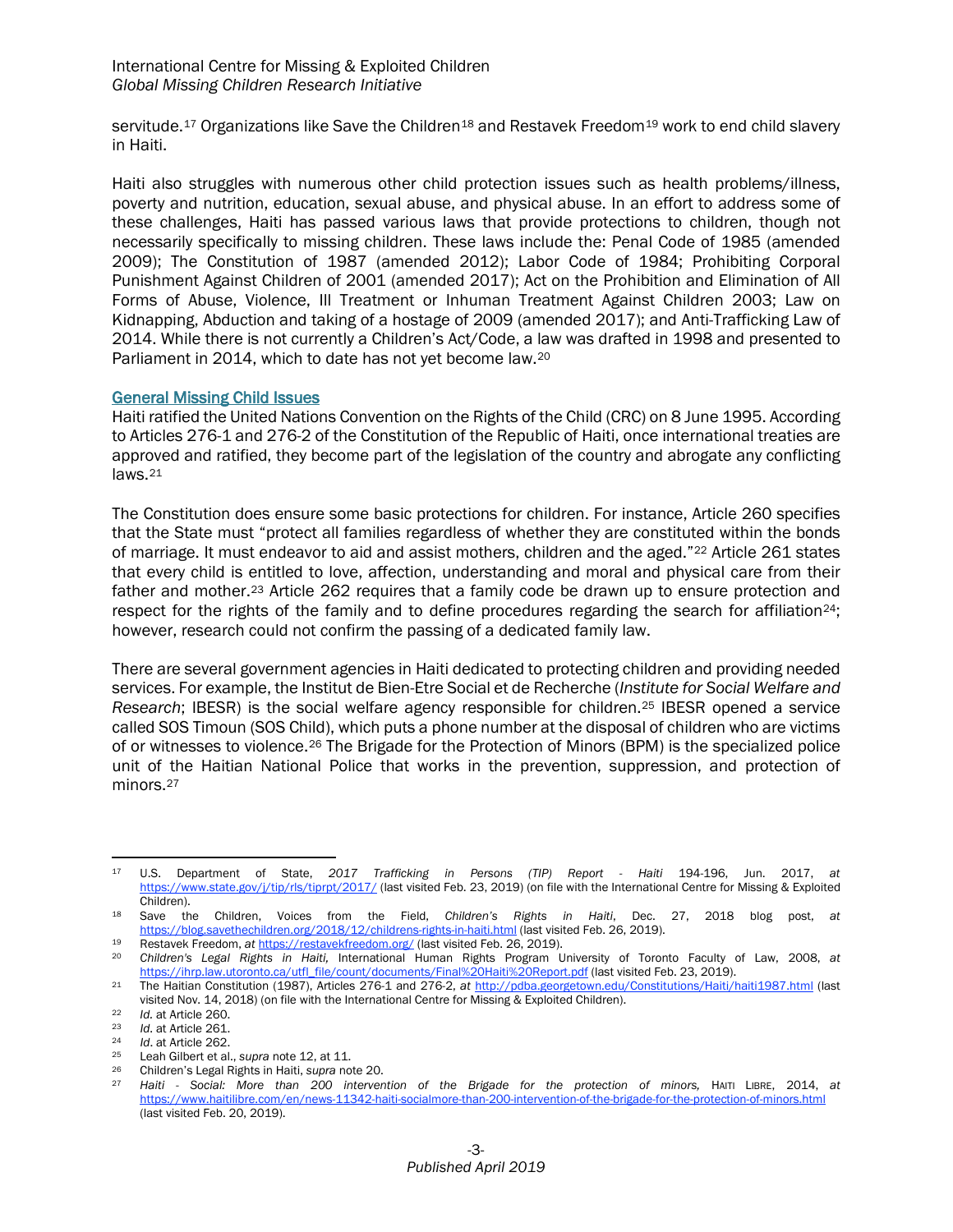servitude.[17] Organizations like Save the Children[18] and Restavek Freedom[19] work to end child slavery in Haiti.

Haiti also struggles with numerous other child protection issues such as health problems/illness, poverty and nutrition, education, sexual abuse, and physical abuse. In an effort to address some of these challenges, Haiti has passed various laws that provide protections to children, though not necessarily specifically to missing children. These laws include the: Penal Code of 1985 (amended 2009); The Constitution of 1987 (amended 2012); Labor Code of 1984; Prohibiting Corporal Punishment Against Children of 2001 (amended 2017); Act on the Prohibition and Elimination of All Forms of Abuse, Violence, Ill Treatment or Inhuman Treatment Against Children 2003; Law on Kidnapping, Abduction and taking of a hostage of 2009 (amended 2017); and Anti-Trafficking Law of 2014. While there is not currently a Children's Act/Code, a law was drafted in 1998 and presented to Parliament in 2014, which to date has not yet become law.[20]

## General Missing Child Issues

Haiti ratified the United Nations Convention on the Rights of the Child (CRC) on 8 June 1995. According to Articles 276-1 and 276-2 of the Constitution of the Republic of Haiti, once international treaties are approved and ratified, they become part of the legislation of the country and abrogate any conflicting laws.[21]

The Constitution does ensure some basic protections for children. For instance, Article 260 specifies that the State must "protect all families regardless of whether they are constituted within the bonds of marriage. It must endeavor to aid and assist mothers, children and the aged."[22] Article 261 states that every child is entitled to love, affection, understanding and moral and physical care from their father and mother.[23] Article 262 requires that a family code be drawn up to ensure protection and respect for the rights of the family and to define procedures regarding the search for affiliation[24]; however, research could not confirm the passing of a dedicated family law.

There are several government agencies in Haiti dedicated to protecting children and providing needed services. For example, the Institut de Bien-Etre Social et de Recherche (*Institute for Social Welfare and Research*; IBESR) is the social welfare agency responsible for children.[25] IBESR opened a service called SOS Timoun (SOS Child), which puts a phone number at the disposal of children who are victims of or witnesses to violence.[26] The Brigade for the Protection of Minors (BPM) is the specialized police unit of the Haitian National Police that works in the prevention, suppression, and protection of minors.[27]

---

[17] U.S. Department of State, *2017 Trafficking in Persons (TIP) Report - Haiti* 194-196, Jun. 2017, *at* https://www.state.gov/j/tip/rls/tiprpt/2017/ (last visited Feb. 23, 2019) (on file with the International Centre for Missing & Exploited Children).

[18] Save the Children, Voices from the Field, *Children's Rights in Haiti*, Dec. 27, 2018 blog post, *at* https://blog.savethechildren.org/2018/12/childrens-rights-in-haiti.html (last visited Feb. 26, 2019).

[19] Restavek Freedom, *at* https://restavekfreedom.org/ (last visited Feb. 26, 2019).

[20] *Children's Legal Rights in Haiti,* International Human Rights Program University of Toronto Faculty of Law, 2008, *at* https://ihrp.law.utoronto.ca/utfl_file/count/documents/Final%20Haiti%20Report.pdf (last visited Feb. 23, 2019).

[21] The Haitian Constitution (1987), Articles 276-1 and 276-2, *at* http://pdba.georgetown.edu/Constitutions/Haiti/haiti1987.html (last visited Nov. 14, 2018) (on file with the International Centre for Missing & Exploited Children).

[22] *Id.* at Article 260.

[23] *Id.* at Article 261.

[24] *Id.* at Article 262.

[25] Leah Gilbert et al., *supra* note 12, at 11.

[26] Children's Legal Rights in Haiti, *supra* note 20.

[27] *Haiti - Social: More than 200 intervention of the Brigade for the protection of minors,* HAITI LIBRE, 2014, *at* https://www.haitilibre.com/en/news-11342-haiti-socialmore-than-200-intervention-of-the-brigade-for-the-protection-of-minors.html (last visited Feb. 20, 2019).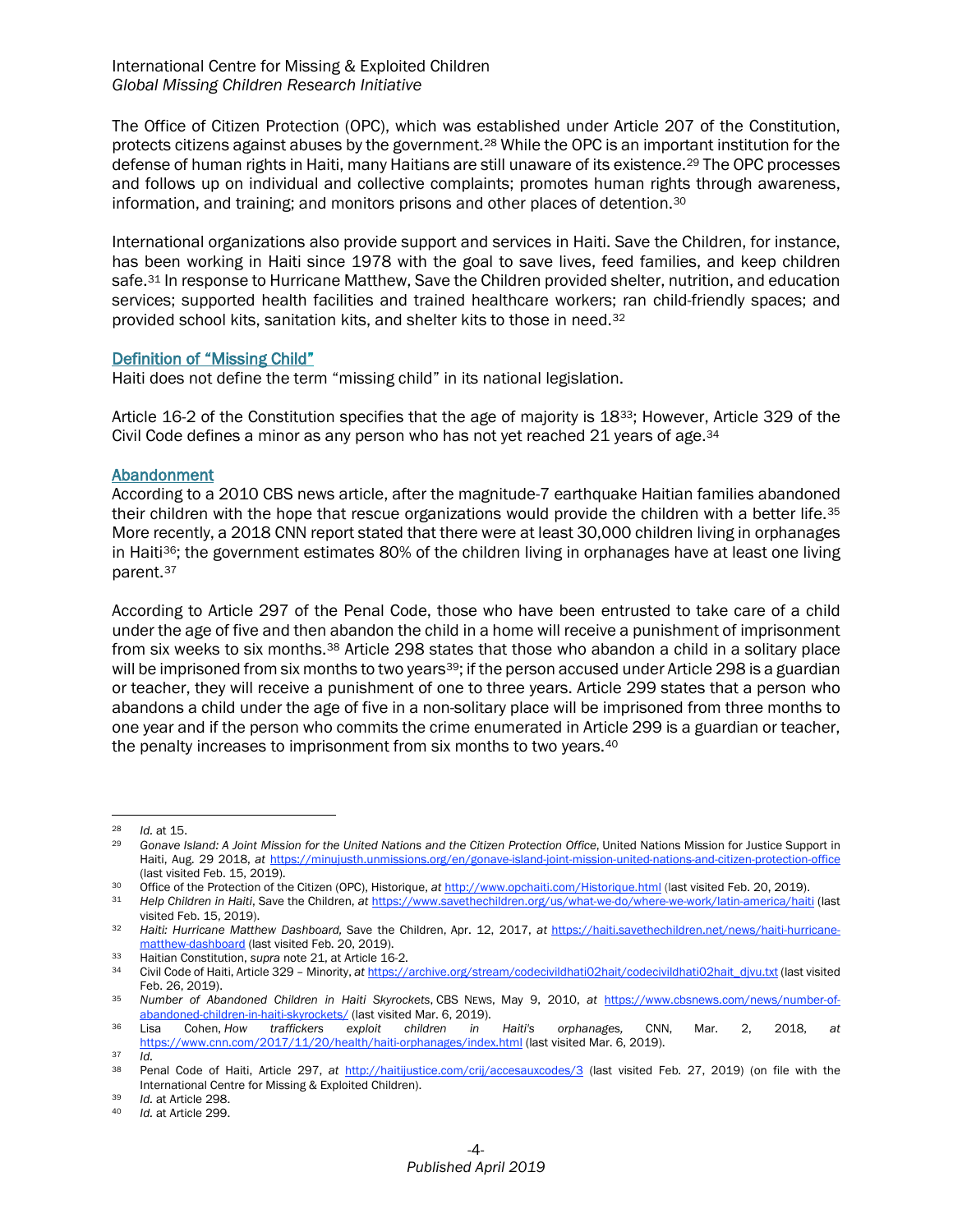The Office of Citizen Protection (OPC), which was established under Article 207 of the Constitution, protects citizens against abuses by the government.[28] While the OPC is an important institution for the defense of human rights in Haiti, many Haitians are still unaware of its existence.[29] The OPC processes and follows up on individual and collective complaints; promotes human rights through awareness, information, and training; and monitors prisons and other places of detention.[30]

International organizations also provide support and services in Haiti. Save the Children, for instance, has been working in Haiti since 1978 with the goal to save lives, feed families, and keep children safe.[31] In response to Hurricane Matthew, Save the Children provided shelter, nutrition, and education services; supported health facilities and trained healthcare workers; ran child-friendly spaces; and provided school kits, sanitation kits, and shelter kits to those in need.[32]

## Definition of "Missing Child"

Haiti does not define the term "missing child" in its national legislation.

Article 16-2 of the Constitution specifies that the age of majority is 18[33]; However, Article 329 of the Civil Code defines a minor as any person who has not yet reached 21 years of age.[34]

## Abandonment

According to a 2010 CBS news article, after the magnitude-7 earthquake Haitian families abandoned their children with the hope that rescue organizations would provide the children with a better life.[35] More recently, a 2018 CNN report stated that there were at least 30,000 children living in orphanages in Haiti[36]; the government estimates 80% of the children living in orphanages have at least one living parent.[37]

According to Article 297 of the Penal Code, those who have been entrusted to take care of a child under the age of five and then abandon the child in a home will receive a punishment of imprisonment from six weeks to six months.[38] Article 298 states that those who abandon a child in a solitary place will be imprisoned from six months to two years[39]; if the person accused under Article 298 is a guardian or teacher, they will receive a punishment of one to three years. Article 299 states that a person who abandons a child under the age of five in a non-solitary place will be imprisoned from three months to one year and if the person who commits the crime enumerated in Article 299 is a guardian or teacher, the penalty increases to imprisonment from six months to two years.[40]

---

[28] *Id.* at 15.

[29] *Gonave Island: A Joint Mission for the United Nations and the Citizen Protection Office*, United Nations Mission for Justice Support in Haiti, Aug. 29 2018, *at* https://minujusth.unmissions.org/en/gonave-island-joint-mission-united-nations-and-citizen-protection-office (last visited Feb. 15, 2019).

[30] Office of the Protection of the Citizen (OPC), Historique, *at* http://www.opchaiti.com/Historique.html (last visited Feb. 20, 2019).

[31] *Help Children in Haiti*, Save the Children, *at* https://www.savethechildren.org/us/what-we-do/where-we-work/latin-america/haiti (last visited Feb. 15, 2019).

[32] *Haiti: Hurricane Matthew Dashboard,* Save the Children, Apr. 12, 2017, *at* https://haiti.savethechildren.net/news/haiti-hurricane-matthew-dashboard (last visited Feb. 20, 2019).

[33] Haitian Constitution, *supra* note 21, at Article 16-2.

[34] Civil Code of Haiti, Article 329 – Minority, *at* https://archive.org/stream/codecivildhati02hait/codecivildhati02hait_djvu.txt (last visited Feb. 26, 2019).

[35] *Number of Abandoned Children in Haiti Skyrockets*, CBS News, May 9, 2010, *at* https://www.cbsnews.com/news/number-of-abandoned-children-in-haiti-skyrockets/ (last visited Mar. 6, 2019).

[36] Lisa Cohen, *How traffickers exploit children in Haiti's orphanages,* CNN, Mar. 2, 2018, *at* https://www.cnn.com/2017/11/20/health/haiti-orphanages/index.html (last visited Mar. 6, 2019).

[37] *Id.*

[38] Penal Code of Haiti, Article 297, *at* http://haitijustice.com/crij/accesauxcodes/3 (last visited Feb. 27, 2019) (on file with the International Centre for Missing & Exploited Children).

[39] *Id.* at Article 298.

[40] *Id.* at Article 299.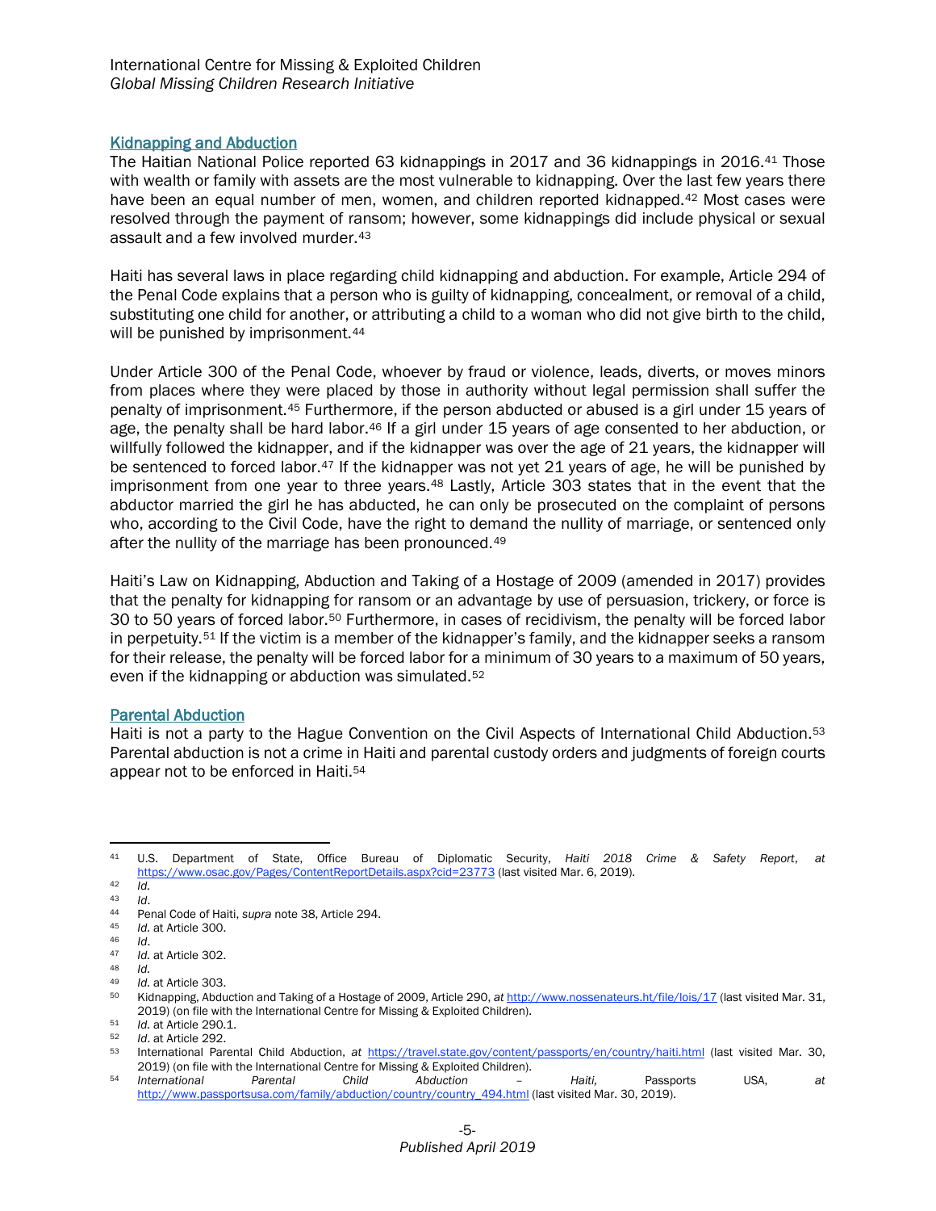## Kidnapping and Abduction

The Haitian National Police reported 63 kidnappings in 2017 and 36 kidnappings in 2016.[41] Those with wealth or family with assets are the most vulnerable to kidnapping. Over the last few years there have been an equal number of men, women, and children reported kidnapped.[42] Most cases were resolved through the payment of ransom; however, some kidnappings did include physical or sexual assault and a few involved murder.[43]

Haiti has several laws in place regarding child kidnapping and abduction. For example, Article 294 of the Penal Code explains that a person who is guilty of kidnapping, concealment, or removal of a child, substituting one child for another, or attributing a child to a woman who did not give birth to the child, will be punished by imprisonment.[44]

Under Article 300 of the Penal Code, whoever by fraud or violence, leads, diverts, or moves minors from places where they were placed by those in authority without legal permission shall suffer the penalty of imprisonment.[45] Furthermore, if the person abducted or abused is a girl under 15 years of age, the penalty shall be hard labor.[46] If a girl under 15 years of age consented to her abduction, or willfully followed the kidnapper, and if the kidnapper was over the age of 21 years, the kidnapper will be sentenced to forced labor.[47] If the kidnapper was not yet 21 years of age, he will be punished by imprisonment from one year to three years.[48] Lastly, Article 303 states that in the event that the abductor married the girl he has abducted, he can only be prosecuted on the complaint of persons who, according to the Civil Code, have the right to demand the nullity of marriage, or sentenced only after the nullity of the marriage has been pronounced.[49]

Haiti's Law on Kidnapping, Abduction and Taking of a Hostage of 2009 (amended in 2017) provides that the penalty for kidnapping for ransom or an advantage by use of persuasion, trickery, or force is 30 to 50 years of forced labor.[50] Furthermore, in cases of recidivism, the penalty will be forced labor in perpetuity.[51] If the victim is a member of the kidnapper's family, and the kidnapper seeks a ransom for their release, the penalty will be forced labor for a minimum of 30 years to a maximum of 50 years, even if the kidnapping or abduction was simulated.[52]

## Parental Abduction

Haiti is not a party to the Hague Convention on the Civil Aspects of International Child Abduction.[53] Parental abduction is not a crime in Haiti and parental custody orders and judgments of foreign courts appear not to be enforced in Haiti.[54]

---

[41] U.S. Department of State, Office Bureau of Diplomatic Security, *Haiti 2018 Crime & Safety Report*, *at* https://www.osac.gov/Pages/ContentReportDetails.aspx?cid=23773 (last visited Mar. 6, 2019).

[42] *Id.*

[43] *Id*.

[44] Penal Code of Haiti, *supra* note 38, Article 294.

[45] *Id.* at Article 300.

[46] *Id*.

[47] *Id.* at Article 302.

[48] *Id.*

[49] *Id.* at Article 303.

[50] Kidnapping, Abduction and Taking of a Hostage of 2009, Article 290, *at* http://www.nossenateurs.ht/file/lois/17 (last visited Mar. 31, 2019) (on file with the International Centre for Missing & Exploited Children).

[51] *Id.* at Article 290.1.

[52] *Id*. at Article 292.

[53] International Parental Child Abduction, *at* https://travel.state.gov/content/passports/en/country/haiti.html (last visited Mar. 30, 2019) (on file with the International Centre for Missing & Exploited Children).

[54] *International Parental Child Abduction – Haiti,* Passports USA, *at* http://www.passportsusa.com/family/abduction/country/country_494.html (last visited Mar. 30, 2019).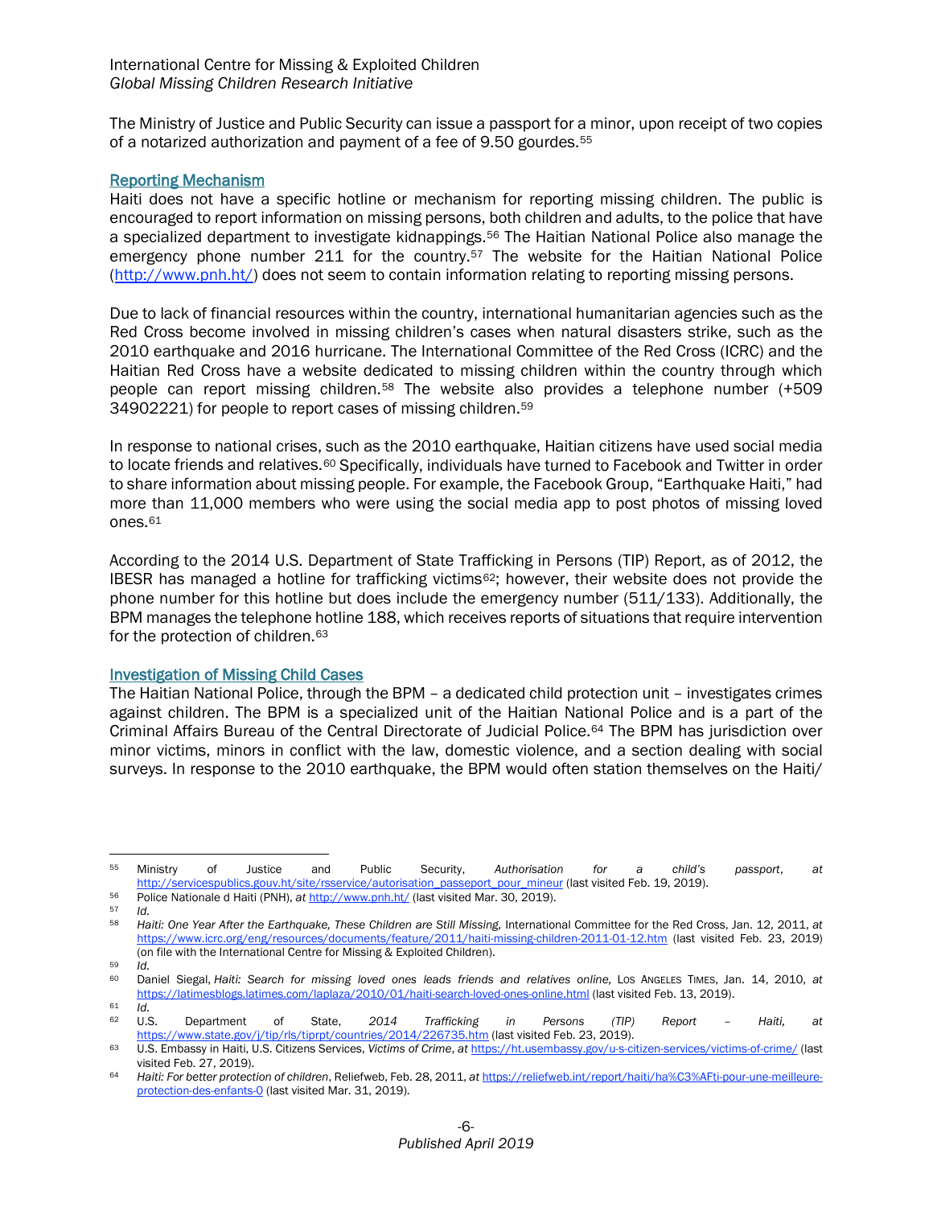The Ministry of Justice and Public Security can issue a passport for a minor, upon receipt of two copies of a notarized authorization and payment of a fee of 9.50 gourdes.[55]

## Reporting Mechanism

Haiti does not have a specific hotline or mechanism for reporting missing children. The public is encouraged to report information on missing persons, both children and adults, to the police that have a specialized department to investigate kidnappings.[56] The Haitian National Police also manage the emergency phone number 211 for the country.[57] The website for the Haitian National Police (http://www.pnh.ht/) does not seem to contain information relating to reporting missing persons.

Due to lack of financial resources within the country, international humanitarian agencies such as the Red Cross become involved in missing children's cases when natural disasters strike, such as the 2010 earthquake and 2016 hurricane. The International Committee of the Red Cross (ICRC) and the Haitian Red Cross have a website dedicated to missing children within the country through which people can report missing children.[58] The website also provides a telephone number (+509 34902221) for people to report cases of missing children.[59]

In response to national crises, such as the 2010 earthquake, Haitian citizens have used social media to locate friends and relatives.[60] Specifically, individuals have turned to Facebook and Twitter in order to share information about missing people. For example, the Facebook Group, "Earthquake Haiti," had more than 11,000 members who were using the social media app to post photos of missing loved ones.[61]

According to the 2014 U.S. Department of State Trafficking in Persons (TIP) Report, as of 2012, the IBESR has managed a hotline for trafficking victims[62]; however, their website does not provide the phone number for this hotline but does include the emergency number (511/133). Additionally, the BPM manages the telephone hotline 188, which receives reports of situations that require intervention for the protection of children.[63]

## Investigation of Missing Child Cases

The Haitian National Police, through the BPM – a dedicated child protection unit – investigates crimes against children. The BPM is a specialized unit of the Haitian National Police and is a part of the Criminal Affairs Bureau of the Central Directorate of Judicial Police.[64] The BPM has jurisdiction over minor victims, minors in conflict with the law, domestic violence, and a section dealing with social surveys. In response to the 2010 earthquake, the BPM would often station themselves on the Haiti/

---

[55] Ministry of Justice and Public Security, *Authorisation for a child's passport*, *at* http://servicespublics.gouv.ht/site/rsservice/autorisation_passeport_pour_mineur (last visited Feb. 19, 2019).

[56] Police Nationale d Haiti (PNH), *at* http://www.pnh.ht/ (last visited Mar. 30, 2019).

[57] *Id.*

[58] *Haiti: One Year After the Earthquake, These Children are Still Missing,* International Committee for the Red Cross, Jan. 12, 2011, *at* https://www.icrc.org/eng/resources/documents/feature/2011/haiti-missing-children-2011-01-12.htm (last visited Feb. 23, 2019) (on file with the International Centre for Missing & Exploited Children).

[59] *Id.*

[60] Daniel Siegal, *Haiti: Search for missing loved ones leads friends and relatives online,* Los Angeles Times, Jan. 14, 2010, *at* https://latimesblogs.latimes.com/laplaza/2010/01/haiti-search-loved-ones-online.html (last visited Feb. 13, 2019).

[61] *Id.*

[62] U.S. Department of State, *2014 Trafficking in Persons (TIP) Report – Haiti*, *at* https://www.state.gov/j/tip/rls/tiprpt/countries/2014/226735.htm (last visited Feb. 23, 2019).

[63] U.S. Embassy in Haiti, U.S. Citizens Services, *Victims of Crime*, *at* https://ht.usembassy.gov/u-s-citizen-services/victims-of-crime/ (last visited Feb. 27, 2019).

[64] *Haiti: For better protection of children*, Reliefweb, Feb. 28, 2011, *at* https://reliefweb.int/report/haiti/ha%C3%AFti-pour-une-meilleure-protection-des-enfants-0 (last visited Mar. 31, 2019).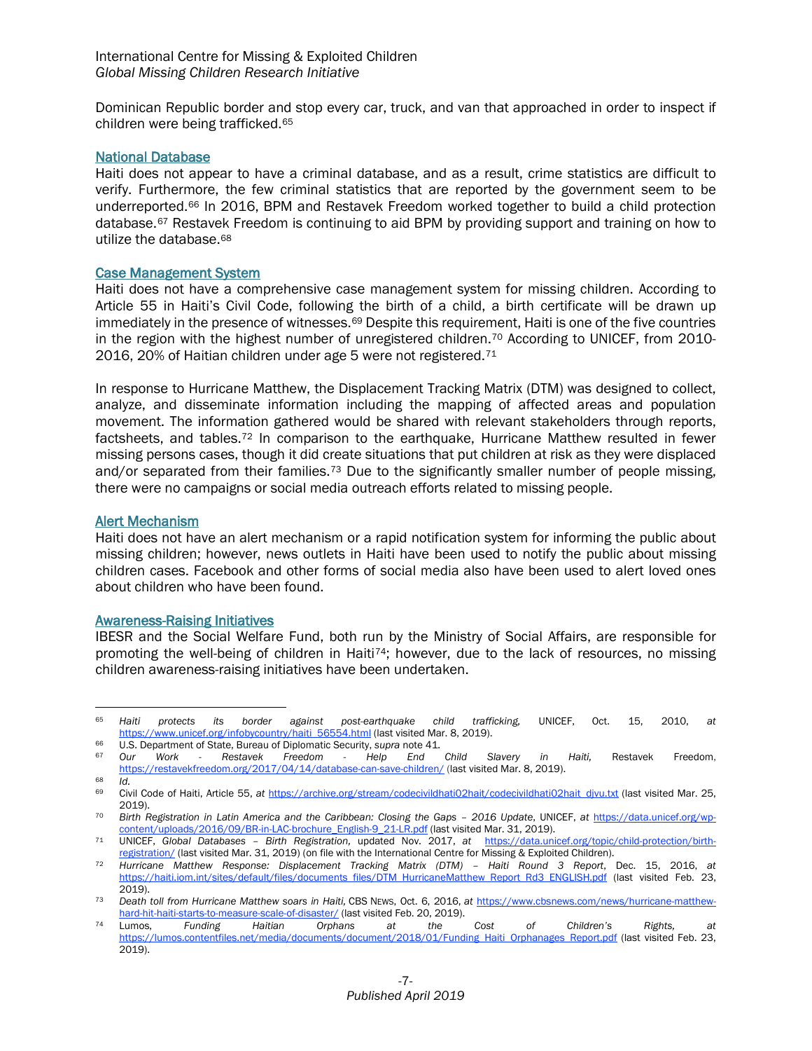Dominican Republic border and stop every car, truck, and van that approached in order to inspect if children were being trafficked.[65]

### National Database

Haiti does not appear to have a criminal database, and as a result, crime statistics are difficult to verify. Furthermore, the few criminal statistics that are reported by the government seem to be underreported.[66] In 2016, BPM and Restavek Freedom worked together to build a child protection database.[67] Restavek Freedom is continuing to aid BPM by providing support and training on how to utilize the database.[68]

### Case Management System

Haiti does not have a comprehensive case management system for missing children. According to Article 55 in Haiti's Civil Code, following the birth of a child, a birth certificate will be drawn up immediately in the presence of witnesses.[69] Despite this requirement, Haiti is one of the five countries in the region with the highest number of unregistered children.[70] According to UNICEF, from 2010-2016, 20% of Haitian children under age 5 were not registered.[71]

In response to Hurricane Matthew, the Displacement Tracking Matrix (DTM) was designed to collect, analyze, and disseminate information including the mapping of affected areas and population movement. The information gathered would be shared with relevant stakeholders through reports, factsheets, and tables.[72] In comparison to the earthquake, Hurricane Matthew resulted in fewer missing persons cases, though it did create situations that put children at risk as they were displaced and/or separated from their families.[73] Due to the significantly smaller number of people missing, there were no campaigns or social media outreach efforts related to missing people.

### Alert Mechanism

Haiti does not have an alert mechanism or a rapid notification system for informing the public about missing children; however, news outlets in Haiti have been used to notify the public about missing children cases. Facebook and other forms of social media also have been used to alert loved ones about children who have been found.

### Awareness-Raising Initiatives

IBESR and the Social Welfare Fund, both run by the Ministry of Social Affairs, are responsible for promoting the well-being of children in Haiti[74]; however, due to the lack of resources, no missing children awareness-raising initiatives have been undertaken.

---

[65] *Haiti protects its border against post-earthquake child trafficking,* UNICEF, Oct. 15, 2010, *at* https://www.unicef.org/infobycountry/haiti_56554.html (last visited Mar. 8, 2019).

[66] U.S. Department of State, Bureau of Diplomatic Security, *supra* note 41.

[67] *Our Work - Restavek Freedom - Help End Child Slavery in Haiti,* Restavek Freedom, https://restavekfreedom.org/2017/04/14/database-can-save-children/ (last visited Mar. 8, 2019).

[68] *Id.*

[69] Civil Code of Haiti, Article 55, *at* https://archive.org/stream/codecivildhati02hait/codecivildhati02hait_djvu.txt (last visited Mar. 25, 2019).

[70] *Birth Registration in Latin America and the Caribbean: Closing the Gaps – 2016 Update,* UNICEF, *at* https://data.unicef.org/wp-content/uploads/2016/09/BR-in-LAC-brochure_English-9_21-LR.pdf (last visited Mar. 31, 2019).

[71] UNICEF, *Global Databases – Birth Registration,* updated Nov. 2017, *at* https://data.unicef.org/topic/child-protection/birth-registration/ (last visited Mar. 31, 2019) (on file with the International Centre for Missing & Exploited Children).

[72] *Hurricane Matthew Response: Displacement Tracking Matrix (DTM) – Haiti Round 3 Report*, Dec. 15, 2016, *at* https://haiti.iom.int/sites/default/files/documents_files/DTM_HurricaneMatthew_Report_Rd3_ENGLISH.pdf (last visited Feb. 23, 2019).

[73] *Death toll from Hurricane Matthew soars in Haiti,* CBS NEWS, Oct. 6, 2016, *at* https://www.cbsnews.com/news/hurricane-matthew-hard-hit-haiti-starts-to-measure-scale-of-disaster/ (last visited Feb. 20, 2019).

[74] Lumos, *Funding Haitian Orphans at the Cost of Children's Rights, at* https://lumos.contentfiles.net/media/documents/document/2018/01/Funding_Haiti_Orphanages_Report.pdf (last visited Feb. 23, 2019).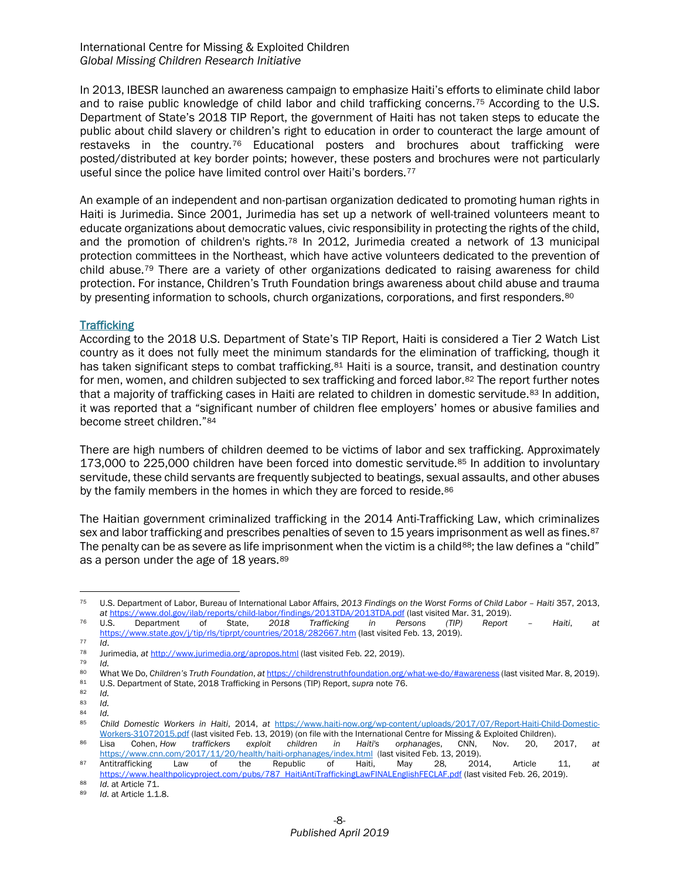In 2013, IBESR launched an awareness campaign to emphasize Haiti's efforts to eliminate child labor and to raise public knowledge of child labor and child trafficking concerns.[75] According to the U.S. Department of State's 2018 TIP Report, the government of Haiti has not taken steps to educate the public about child slavery or children's right to education in order to counteract the large amount of restaveks in the country.[76] Educational posters and brochures about trafficking were posted/distributed at key border points; however, these posters and brochures were not particularly useful since the police have limited control over Haiti's borders.[77]

An example of an independent and non-partisan organization dedicated to promoting human rights in Haiti is Jurimedia. Since 2001, Jurimedia has set up a network of well-trained volunteers meant to educate organizations about democratic values, civic responsibility in protecting the rights of the child, and the promotion of children's rights.[78] In 2012, Jurimedia created a network of 13 municipal protection committees in the Northeast, which have active volunteers dedicated to the prevention of child abuse.[79] There are a variety of other organizations dedicated to raising awareness for child protection. For instance, Children's Truth Foundation brings awareness about child abuse and trauma by presenting information to schools, church organizations, corporations, and first responders.[80]

## Trafficking

According to the 2018 U.S. Department of State's TIP Report, Haiti is considered a Tier 2 Watch List country as it does not fully meet the minimum standards for the elimination of trafficking, though it has taken significant steps to combat trafficking.[81] Haiti is a source, transit, and destination country for men, women, and children subjected to sex trafficking and forced labor.[82] The report further notes that a majority of trafficking cases in Haiti are related to children in domestic servitude.[83] In addition, it was reported that a "significant number of children flee employers' homes or abusive families and become street children."[84]

There are high numbers of children deemed to be victims of labor and sex trafficking. Approximately 173,000 to 225,000 children have been forced into domestic servitude.[85] In addition to involuntary servitude, these child servants are frequently subjected to beatings, sexual assaults, and other abuses by the family members in the homes in which they are forced to reside.[86]

The Haitian government criminalized trafficking in the 2014 Anti-Trafficking Law, which criminalizes sex and labor trafficking and prescribes penalties of seven to 15 years imprisonment as well as fines.[87] The penalty can be as severe as life imprisonment when the victim is a child[88]; the law defines a "child" as a person under the age of 18 years.[89]

---

[75] U.S. Department of Labor, Bureau of International Labor Affairs, *2013 Findings on the Worst Forms of Child Labor – Haiti* 357, 2013, *at* https://www.dol.gov/ilab/reports/child-labor/findings/2013TDA/2013TDA.pdf (last visited Mar. 31, 2019).

[76] U.S. Department of State, *2018 Trafficking in Persons (TIP) Report – Haiti*, *at* https://www.state.gov/j/tip/rls/tiprpt/countries/2018/282667.htm (last visited Feb. 13, 2019).

[77] *Id.*

[78] Jurimedia, *at* http://www.jurimedia.org/apropos.html (last visited Feb. 22, 2019).

[79] *Id.*

[80] What We Do, *Children's Truth Foundation*, *at* https://childrenstruthfoundation.org/what-we-do/#awareness (last visited Mar. 8, 2019).

[81] U.S. Department of State, 2018 Trafficking in Persons (TIP) Report, *supra* note 76.

[82] *Id.*

[83] *Id.*

[84] *Id.*

[85] *Child Domestic Workers in Haiti*, 2014, *at* https://www.haiti-now.org/wp-content/uploads/2017/07/Report-Haiti-Child-Domestic-Workers-31072015.pdf (last visited Feb. 13, 2019) (on file with the International Centre for Missing & Exploited Children).

[86] Lisa Cohen, *How traffickers exploit children in Haiti's orphanages*, CNN, Nov. 20, 2017, *at* https://www.cnn.com/2017/11/20/health/haiti-orphanages/index.html (last visited Feb. 13, 2019).

[87] Antitrafficking Law of the Republic of Haiti, May 28, 2014, Article 11, *at* https://www.healthpolicyproject.com/pubs/787_HaitiAntiTraffickingLawFINALEnglishFECLAF.pdf (last visited Feb. 26, 2019).

[88] *Id.* at Article 71.

[89] *Id.* at Article 1.1.8.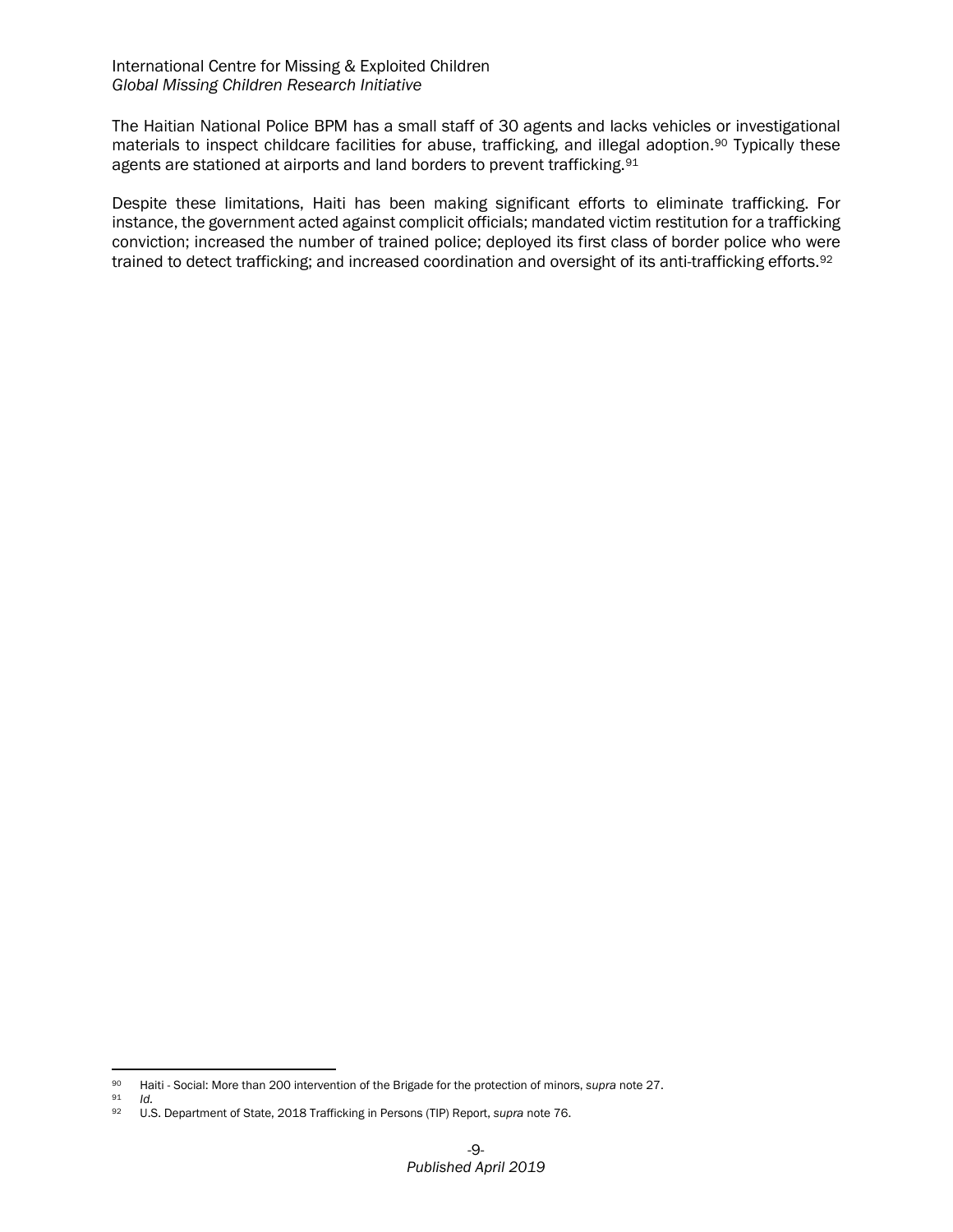The Haitian National Police BPM has a small staff of 30 agents and lacks vehicles or investigational materials to inspect childcare facilities for abuse, trafficking, and illegal adoption.[90] Typically these agents are stationed at airports and land borders to prevent trafficking.[91]

Despite these limitations, Haiti has been making significant efforts to eliminate trafficking. For instance, the government acted against complicit officials; mandated victim restitution for a trafficking conviction; increased the number of trained police; deployed its first class of border police who were trained to detect trafficking; and increased coordination and oversight of its anti-trafficking efforts.[92]

---

[90] Haiti - Social: More than 200 intervention of the Brigade for the protection of minors, *supra* note 27.

[91] *Id.*

[92] U.S. Department of State, 2018 Trafficking in Persons (TIP) Report, *supra* note 76.